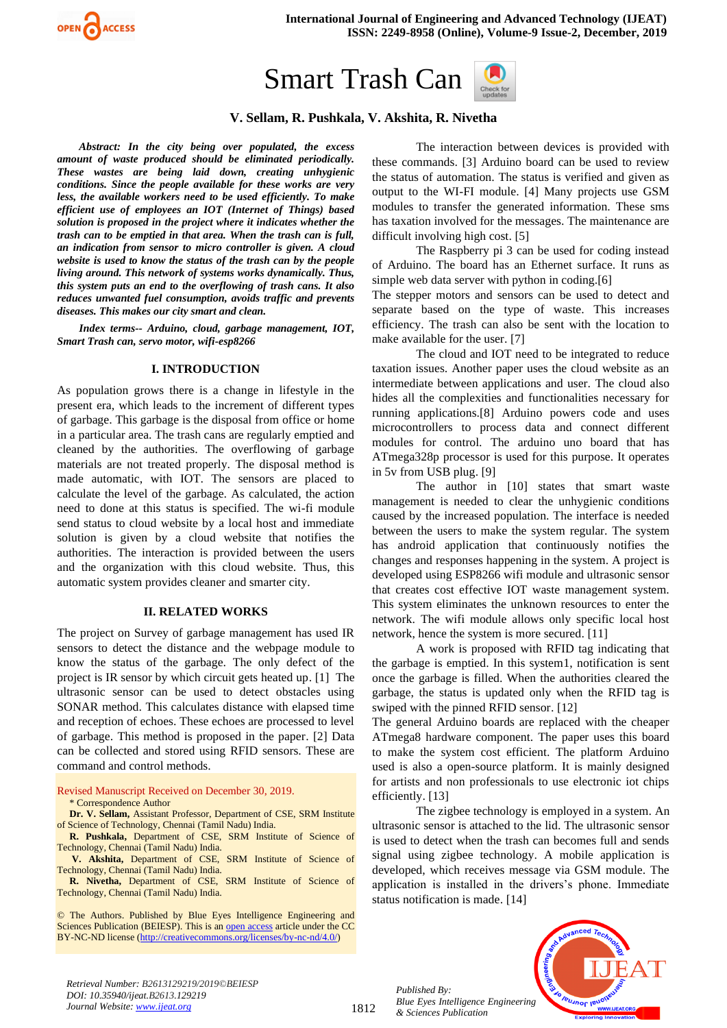# Smart Trash Can

**V. Sellam, R. Pushkala, V. Akshita, R. Nivetha**

***Abstract:*** ***In the city being over populated, the excess amount of waste produced should be eliminated periodically. These wastes are being laid down, creating unhygienic conditions. Since the people available for these works are very less, the available workers need to be used efficiently. To make efficient use of employees an IOT (Internet of Things) based solution is proposed in the project where it indicates whether the trash can to be emptied in that area. When the trash can is full, an indication from sensor to micro controller is given. A cloud website is used to know the status of the trash can by the people living around. This network of systems works dynamically. Thus, this system puts an end to the overflowing of trash cans. It also reduces unwanted fuel consumption, avoids traffic and prevents diseases. This makes our city smart and clean.***

***Index terms-- Arduino, cloud, garbage management, IOT, Smart Trash can, servo motor, wifi-esp8266***

## I. INTRODUCTION

As population grows there is a change in lifestyle in the present era, which leads to the increment of different types of garbage. This garbage is the disposal from office or home in a particular area. The trash cans are regularly emptied and cleaned by the authorities. The overflowing of garbage materials are not treated properly. The disposal method is made automatic, with IOT. The sensors are placed to calculate the level of the garbage. As calculated, the action need to done at this status is specified. The wi-fi module send status to cloud website by a local host and immediate solution is given by a cloud website that notifies the authorities. The interaction is provided between the users and the organization with this cloud website. Thus, this automatic system provides cleaner and smarter city.

## II. RELATED WORKS

The project on Survey of garbage management has used IR sensors to detect the distance and the webpage module to know the status of the garbage. The only defect of the project is IR sensor by which circuit gets heated up. [1] The ultrasonic sensor can be used to detect obstacles using SONAR method. This calculates distance with elapsed time and reception of echoes. These echoes are processed to level of garbage. This method is proposed in the paper. [2] Data can be collected and stored using RFID sensors. These are command and control methods.

The interaction between devices is provided with these commands. [3] Arduino board can be used to review the status of automation. The status is verified and given as output to the WI-FI module. [4] Many projects use GSM modules to transfer the generated information. These sms has taxation involved for the messages. The maintenance are difficult involving high cost. [5]

The Raspberry pi 3 can be used for coding instead of Arduino. The board has an Ethernet surface. It runs as simple web data server with python in coding.[6]

The stepper motors and sensors can be used to detect and separate based on the type of waste. This increases efficiency. The trash can also be sent with the location to make available for the user. [7]

The cloud and IOT need to be integrated to reduce taxation issues. Another paper uses the cloud website as an intermediate between applications and user. The cloud also hides all the complexities and functionalities necessary for running applications.[8] Arduino powers code and uses microcontrollers to process data and connect different modules for control. The arduino uno board that has ATmega328p processor is used for this purpose. It operates in 5v from USB plug. [9]

The author in [10] states that smart waste management is needed to clear the unhygienic conditions caused by the increased population. The interface is needed between the users to make the system regular. The system has android application that continuously notifies the changes and responses happening in the system. A project is developed using ESP8266 wifi module and ultrasonic sensor that creates cost effective IOT waste management system. This system eliminates the unknown resources to enter the network. The wifi module allows only specific local host network, hence the system is more secured. [11]

A work is proposed with RFID tag indicating that the garbage is emptied. In this system1, notification is sent once the garbage is filled. When the authorities cleared the garbage, the status is updated only when the RFID tag is swiped with the pinned RFID sensor. [12]

The general Arduino boards are replaced with the cheaper ATmega8 hardware component. The paper uses this board to make the system cost efficient. The platform Arduino used is also a open-source platform. It is mainly designed for artists and non professionals to use electronic iot chips efficiently. [13]

The zigbee technology is employed in a system. An ultrasonic sensor is attached to the lid. The ultrasonic sensor is used to detect when the trash can becomes full and sends signal using zigbee technology. A mobile application is developed, which receives message via GSM module. The application is installed in the drivers's phone. Immediate status notification is made. [14]

Revised Manuscript Received on December 30, 2019.

\* Correspondence Author

**Dr. V. Sellam,** Assistant Professor, Department of CSE, SRM Institute of Science of Technology, Chennai (Tamil Nadu) India.

**R. Pushkala,** Department of CSE, SRM Institute of Science of Technology, Chennai (Tamil Nadu) India.

**V. Akshita,** Department of CSE, SRM Institute of Science of Technology, Chennai (Tamil Nadu) India.

**R. Nivetha,** Department of CSE, SRM Institute of Science of Technology, Chennai (Tamil Nadu) India.

© The Authors. Published by Blue Eyes Intelligence Engineering and Sciences Publication (BEIESP). This is an open access article under the CC BY-NC-ND license (http://creativecommons.org/licenses/by-nc-nd/4.0/)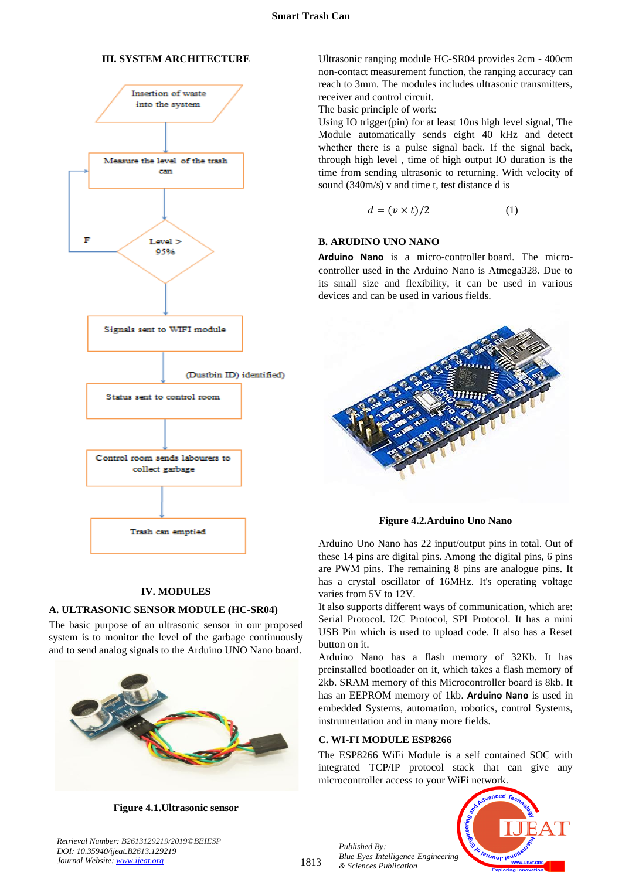## III. SYSTEM ARCHITECTURE

Insertion of waste into the system

Measure the level of the trash can

Level > 95%

F

Signals sent to WIFI module

(Dustbin ID) identified)

Status sent to control room

Control room sends labourers to collect garbage

Trash can emptied

## IV. MODULES

### A. ULTRASONIC SENSOR MODULE (HC-SR04)

The basic purpose of an ultrasonic sensor in our proposed system is to monitor the level of the garbage continuously and to send analog signals to the Arduino UNO Nano board.

**Figure 4.1.Ultrasonic sensor**

Ultrasonic ranging module HC-SR04 provides 2cm - 400cm non-contact measurement function, the ranging accuracy can reach to 3mm. The modules includes ultrasonic transmitters, receiver and control circuit.

The basic principle of work:

Using IO trigger(pin) for at least 10us high level signal, The Module automatically sends eight 40 kHz and detect whether there is a pulse signal back. If the signal back, through high level , time of high output IO duration is the time from sending ultrasonic to returning. With velocity of sound (340m/s) v and time t, test distance d is

$$d = (v \times t)/2 \qquad (1)$$

### B. ARUDINO UNO NANO

**Arduino Nano** is a micro-controller board. The micro-controller used in the Arduino Nano is Atmega328. Due to its small size and flexibility, it can be used in various devices and can be used in various fields.

**Figure 4.2.Arduino Uno Nano**

Arduino Uno Nano has 22 input/output pins in total. Out of these 14 pins are digital pins. Among the digital pins, 6 pins are PWM pins. The remaining 8 pins are analogue pins. It has a crystal oscillator of 16MHz. It's operating voltage varies from 5V to 12V.

It also supports different ways of communication, which are: Serial Protocol. I2C Protocol, SPI Protocol. It has a mini USB Pin which is used to upload code. It also has a Reset button on it.

Arduino Nano has a flash memory of 32Kb. It has preinstalled bootloader on it, which takes a flash memory of 2kb. SRAM memory of this Microcontroller board is 8kb. It has an EEPROM memory of 1kb. **Arduino Nano** is used in embedded Systems, automation, robotics, control Systems, instrumentation and in many more fields.

### C. WI-FI MODULE ESP8266

The ESP8266 WiFi Module is a self contained SOC with integrated TCP/IP protocol stack that can give any microcontroller access to your WiFi network.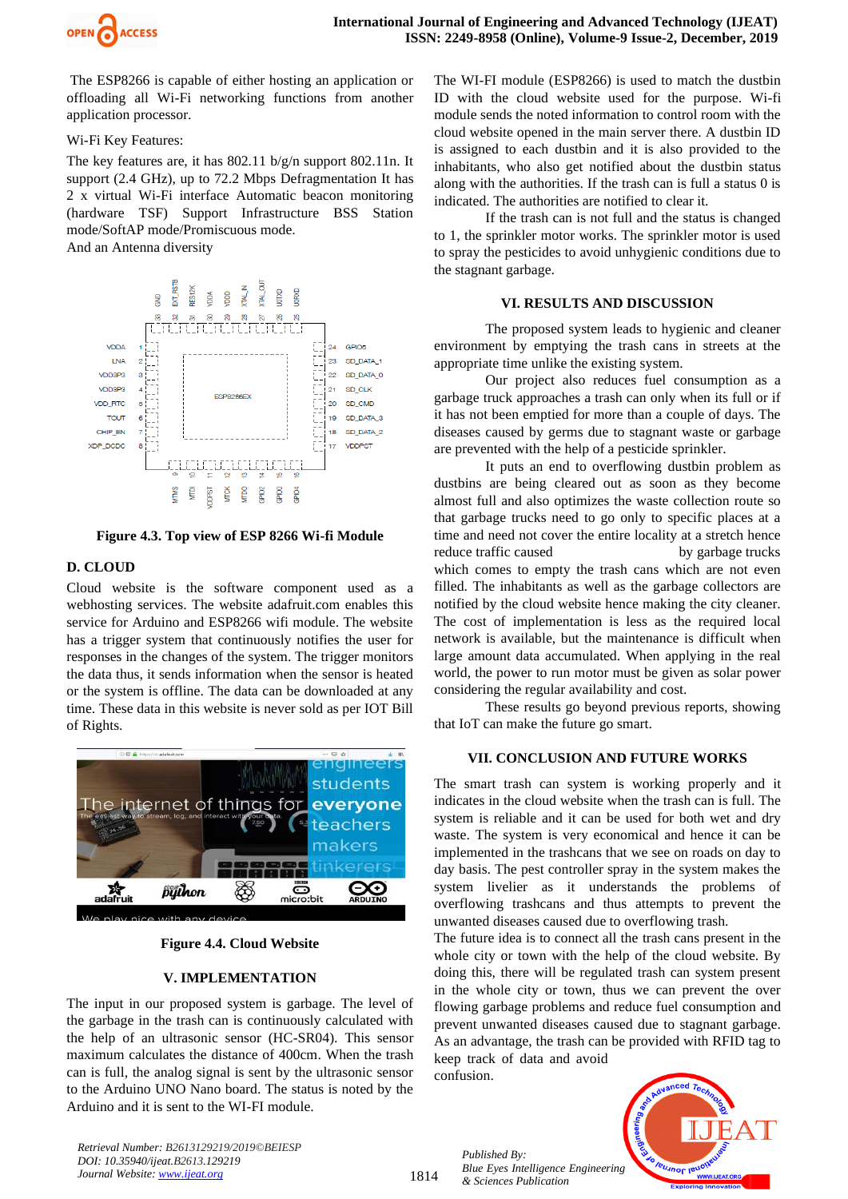The ESP8266 is capable of either hosting an application or offloading all Wi-Fi networking functions from another application processor.

Wi-Fi Key Features:

The key features are, it has 802.11 b/g/n support 802.11n. It support (2.4 GHz), up to 72.2 Mbps Defragmentation It has 2 x virtual Wi-Fi interface Automatic beacon monitoring (hardware TSF) Support Infrastructure BSS Station mode/SoftAP mode/Promiscuous mode.
And an Antenna diversity

**Figure 4.3. Top view of ESP 8266 Wi-fi Module**

### D. CLOUD

Cloud website is the software component used as a webhosting services. The website adafruit.com enables this service for Arduino and ESP8266 wifi module. The website has a trigger system that continuously notifies the user for responses in the changes of the system. The trigger monitors the data thus, it sends information when the sensor is heated or the system is offline. The data can be downloaded at any time. These data in this website is never sold as per IOT Bill of Rights.

**Figure 4.4. Cloud Website**

## V. IMPLEMENTATION

The input in our proposed system is garbage. The level of the garbage in the trash can is continuously calculated with the help of an ultrasonic sensor (HC-SR04). This sensor maximum calculates the distance of 400cm. When the trash can is full, the analog signal is sent by the ultrasonic sensor to the Arduino UNO Nano board. The status is noted by the Arduino and it is sent to the WI-FI module.

The WI-FI module (ESP8266) is used to match the dustbin ID with the cloud website used for the purpose. Wi-fi module sends the noted information to control room with the cloud website opened in the main server there. A dustbin ID is assigned to each dustbin and it is also provided to the inhabitants, who also get notified about the dustbin status along with the authorities. If the trash can is full a status 0 is indicated. The authorities are notified to clear it.

If the trash can is not full and the status is changed to 1, the sprinkler motor works. The sprinkler motor is used to spray the pesticides to avoid unhygienic conditions due to the stagnant garbage.

## VI. RESULTS AND DISCUSSION

The proposed system leads to hygienic and cleaner environment by emptying the trash cans in streets at the appropriate time unlike the existing system.

Our project also reduces fuel consumption as a garbage truck approaches a trash can only when its full or if it has not been emptied for more than a couple of days. The diseases caused by germs due to stagnant waste or garbage are prevented with the help of a pesticide sprinkler.

It puts an end to overflowing dustbin problem as dustbins are being cleared out as soon as they become almost full and also optimizes the waste collection route so that garbage trucks need to go only to specific places at a time and need not cover the entire locality at a stretch hence reduce traffic caused by garbage trucks which comes to empty the trash cans which are not even filled. The inhabitants as well as the garbage collectors are notified by the cloud website hence making the city cleaner. The cost of implementation is less as the required local network is available, but the maintenance is difficult when large amount data accumulated. When applying in the real world, the power to run motor must be given as solar power considering the regular availability and cost.

These results go beyond previous reports, showing that IoT can make the future go smart.

## VII. CONCLUSION AND FUTURE WORKS

The smart trash can system is working properly and it indicates in the cloud website when the trash can is full. The system is reliable and it can be used for both wet and dry waste. The system is very economical and hence it can be implemented in the trashcans that we see on roads on day to day basis. The pest controller spray in the system makes the system livelier as it understands the problems of overflowing trashcans and thus attempts to prevent the unwanted diseases caused due to overflowing trash.

The future idea is to connect all the trash cans present in the whole city or town with the help of the cloud website. By doing this, there will be regulated trash can system present in the whole city or town, thus we can prevent the over flowing garbage problems and reduce fuel consumption and prevent unwanted diseases caused due to stagnant garbage. As an advantage, the trash can be provided with RFID tag to keep track of data and avoid confusion.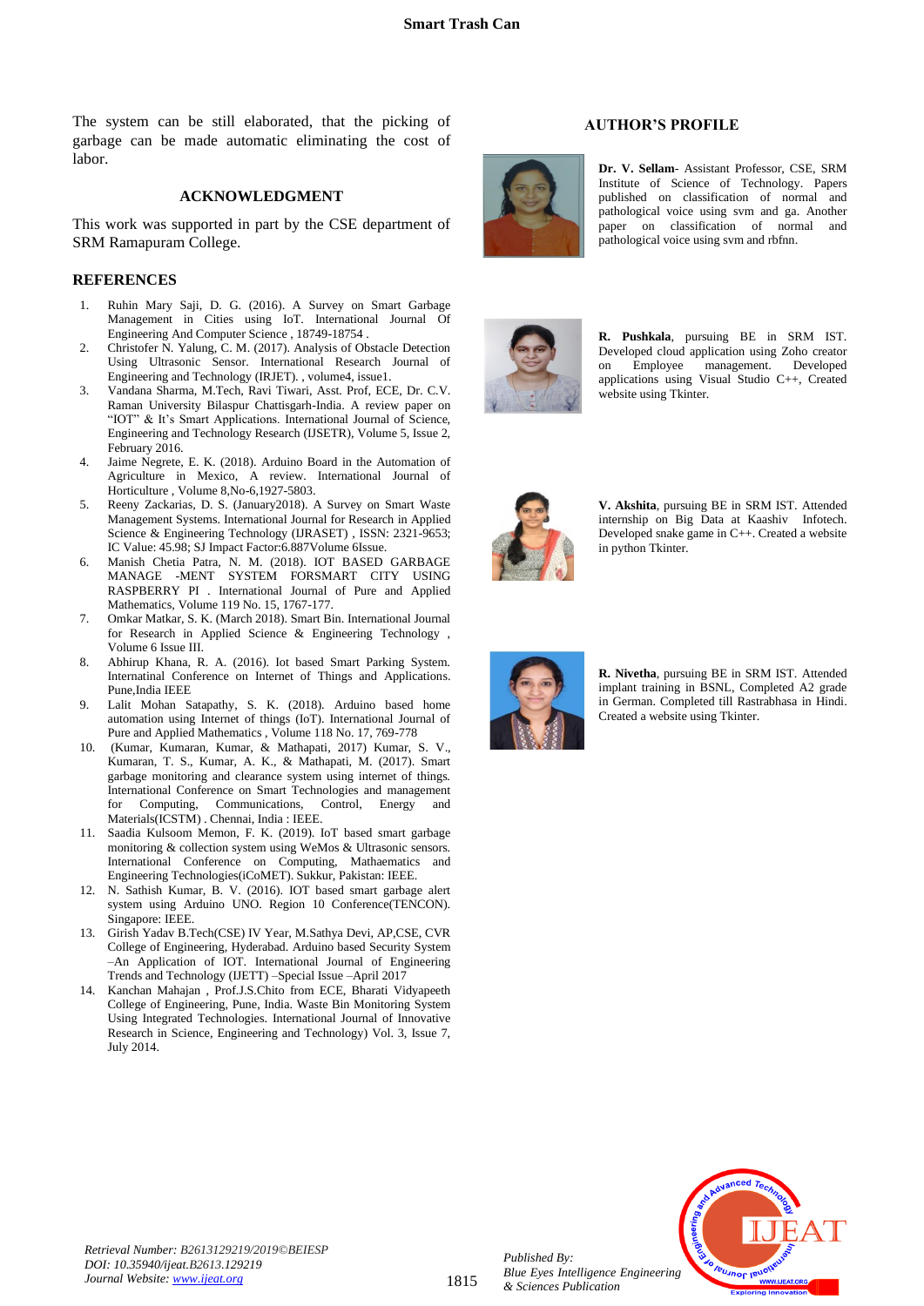The system can be still elaborated, that the picking of garbage can be made automatic eliminating the cost of labor.

## ACKNOWLEDGMENT

This work was supported in part by the CSE department of SRM Ramapuram College.

## REFERENCES

1. Ruhin Mary Saji, D. G. (2016). A Survey on Smart Garbage Management in Cities using IoT. International Journal Of Engineering And Computer Science , 18749-18754 .
2. Christofer N. Yalung, C. M. (2017). Analysis of Obstacle Detection Using Ultrasonic Sensor. International Research Journal of Engineering and Technology (IRJET). , volume4, issue1.
3. Vandana Sharma, M.Tech, Ravi Tiwari, Asst. Prof, ECE, Dr. C.V. Raman University Bilaspur Chattisgarh-India. A review paper on "IOT" & It's Smart Applications. International Journal of Science, Engineering and Technology Research (IJSETR), Volume 5, Issue 2, February 2016.
4. Jaime Negrete, E. K. (2018). Arduino Board in the Automation of Agriculture in Mexico, A review. International Journal of Horticulture , Volume 8,No-6,1927-5803.
5. Reeny Zackarias, D. S. (January2018). A Survey on Smart Waste Management Systems. International Journal for Research in Applied Science & Engineering Technology (IJRASET) , ISSN: 2321-9653; IC Value: 45.98; SJ Impact Factor:6.887Volume 6Issue.
6. Manish Chetia Patra, N. M. (2018). IOT BASED GARBAGE MANAGE -MENT SYSTEM FORSMART CITY USING RASPBERRY PI . International Journal of Pure and Applied Mathematics, Volume 119 No. 15, 1767-177.
7. Omkar Matkar, S. K. (March 2018). Smart Bin. International Journal for Research in Applied Science & Engineering Technology , Volume 6 Issue III.
8. Abhirup Khana, R. A. (2016). Iot based Smart Parking System. Internatinal Conference on Internet of Things and Applications. Pune,India IEEE
9. Lalit Mohan Satapathy, S. K. (2018). Arduino based home automation using Internet of things (IoT). International Journal of Pure and Applied Mathematics , Volume 118 No. 17, 769-778
10. (Kumar, Kumaran, Kumar, & Mathapati, 2017) Kumar, S. V., Kumaran, T. S., Kumar, A. K., & Mathapati, M. (2017). Smart garbage monitoring and clearance system using internet of things. International Conference on Smart Technologies and management for Computing, Communications, Control, Energy and Materials(ICSTM) . Chennai, India : IEEE.
11. Saadia Kulsoom Memon, F. K. (2019). IoT based smart garbage monitoring & collection system using WeMos & Ultrasonic sensors. International Conference on Computing, Mathaematics and Engineering Technologies(iCoMET). Sukkur, Pakistan: IEEE.
12. N. Sathish Kumar, B. V. (2016). IOT based smart garbage alert system using Arduino UNO. Region 10 Conference(TENCON). Singapore: IEEE.
13. Girish Yadav B.Tech(CSE) IV Year, M.Sathya Devi, AP,CSE, CVR College of Engineering, Hyderabad. Arduino based Security System –An Application of IOT. International Journal of Engineering Trends and Technology (IJETT) –Special Issue –April 2017
14. Kanchan Mahajan , Prof.J.S.Chito from ECE, Bharati Vidyapeeth College of Engineering, Pune, India. Waste Bin Monitoring System Using Integrated Technologies. International Journal of Innovative Research in Science, Engineering and Technology) Vol. 3, Issue 7, July 2014.

## AUTHOR'S PROFILE

**Dr. V. Sellam**- Assistant Professor, CSE, SRM Institute of Science of Technology. Papers published on classification of normal and pathological voice using svm and ga. Another paper on classification of normal and pathological voice using svm and rbfnn.

**R. Pushkala**, pursuing BE in SRM IST. Developed cloud application using Zoho creator on Employee management. Developed applications using Visual Studio C++, Created website using Tkinter.

**V. Akshita**, pursuing BE in SRM IST. Attended internship on Big Data at Kaashiv Infotech. Developed snake game in C++. Created a website in python Tkinter.

**R. Nivetha**, pursuing BE in SRM IST. Attended implant training in BSNL, Completed A2 grade in German. Completed till Rastrabhasa in Hindi. Created a website using Tkinter.